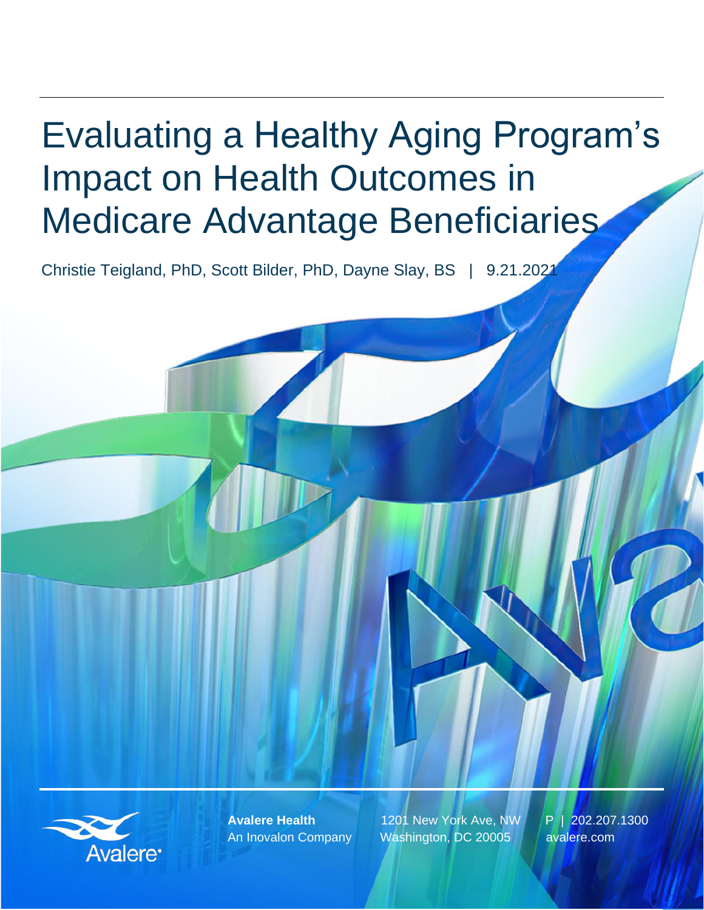# Evaluating a Healthy Aging Program's Impact on Health Outcomes in Medicare Advantage Beneficiaries

Christie Teigland, PhD, Scott Bilder, PhD, Dayne Slay, BS | 9.21.2021

**Avalere Health**
An Inovalon Company

1201 New York Ave, NW
Washington, DC 20005

P | 202.207.1300
avalere.com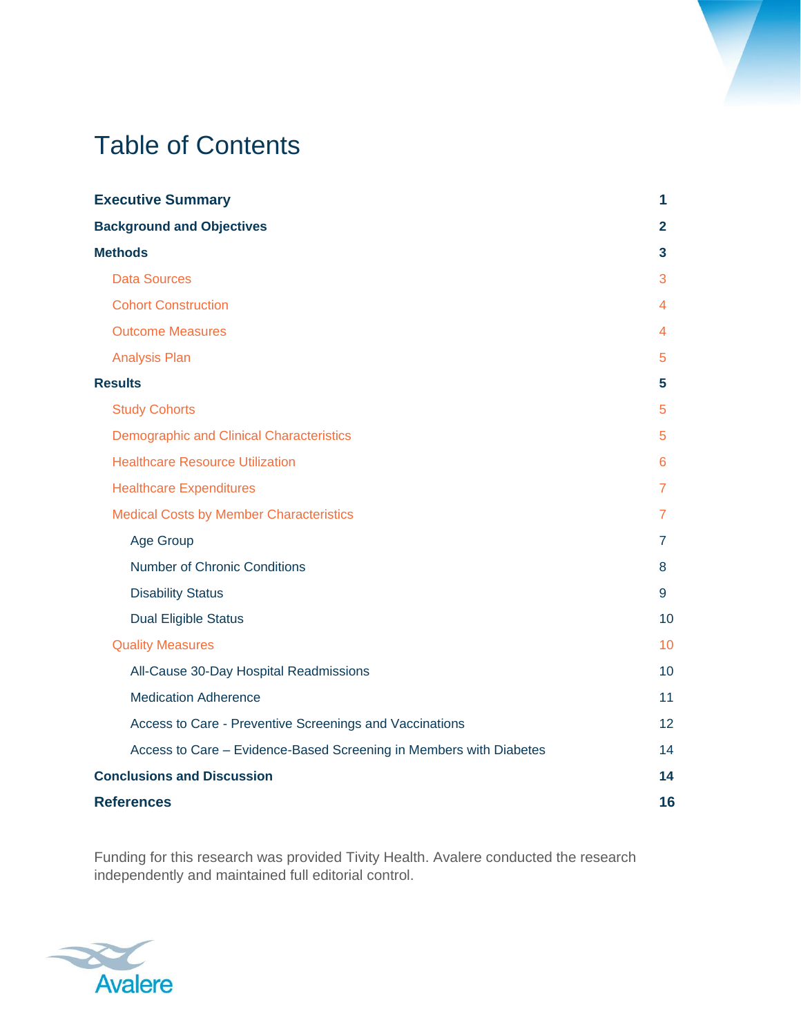# Table of Contents

| | |
|---|---|
| **Executive Summary** | **1** |
| **Background and Objectives** | **2** |
| **Methods** | **3** |
| Data Sources | 3 |
| Cohort Construction | 4 |
| Outcome Measures | 4 |
| Analysis Plan | 5 |
| **Results** | **5** |
| Study Cohorts | 5 |
| Demographic and Clinical Characteristics | 5 |
| Healthcare Resource Utilization | 6 |
| Healthcare Expenditures | 7 |
| Medical Costs by Member Characteristics | 7 |
| Age Group | 7 |
| Number of Chronic Conditions | 8 |
| Disability Status | 9 |
| Dual Eligible Status | 10 |
| Quality Measures | 10 |
| All-Cause 30-Day Hospital Readmissions | 10 |
| Medication Adherence | 11 |
| Access to Care - Preventive Screenings and Vaccinations | 12 |
| Access to Care – Evidence-Based Screening in Members with Diabetes | 14 |
| **Conclusions and Discussion** | **14** |
| **References** | **16** |

Funding for this research was provided Tivity Health. Avalere conducted the research independently and maintained full editorial control.

Avalere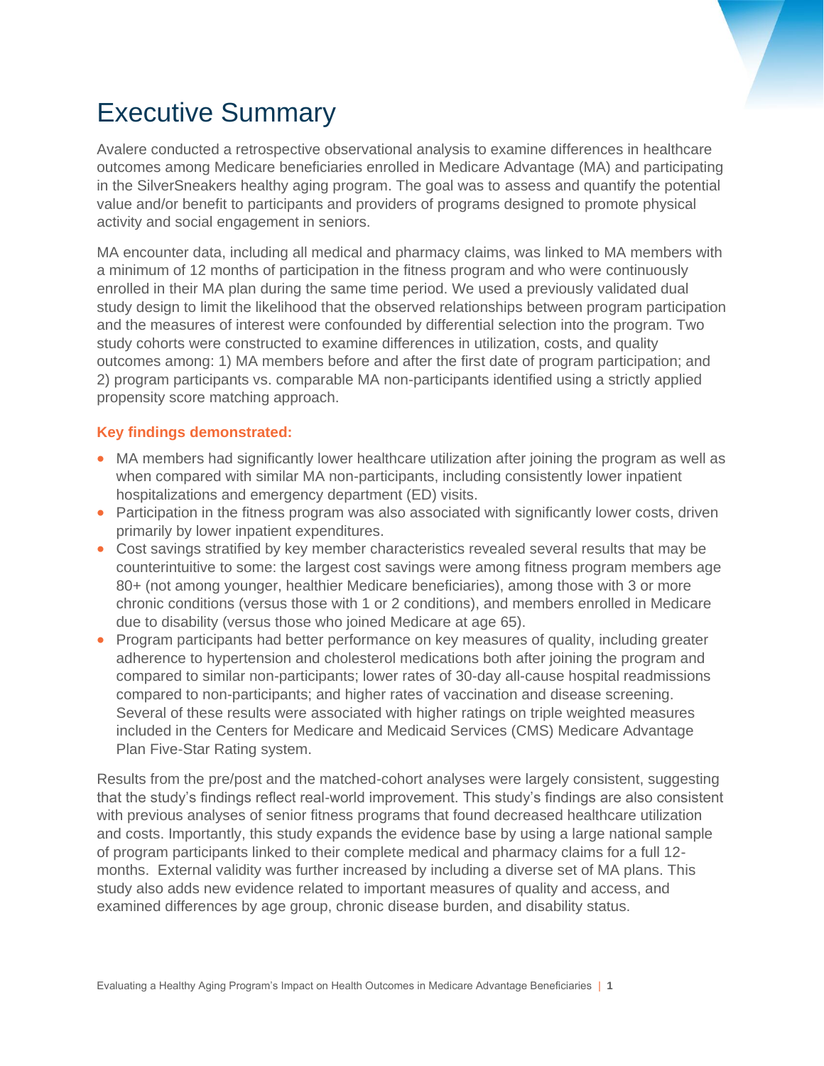# Executive Summary

Avalere conducted a retrospective observational analysis to examine differences in healthcare outcomes among Medicare beneficiaries enrolled in Medicare Advantage (MA) and participating in the SilverSneakers healthy aging program. The goal was to assess and quantify the potential value and/or benefit to participants and providers of programs designed to promote physical activity and social engagement in seniors.

MA encounter data, including all medical and pharmacy claims, was linked to MA members with a minimum of 12 months of participation in the fitness program and who were continuously enrolled in their MA plan during the same time period. We used a previously validated dual study design to limit the likelihood that the observed relationships between program participation and the measures of interest were confounded by differential selection into the program. Two study cohorts were constructed to examine differences in utilization, costs, and quality outcomes among: 1) MA members before and after the first date of program participation; and 2) program participants vs. comparable MA non-participants identified using a strictly applied propensity score matching approach.

**Key findings demonstrated:**

- MA members had significantly lower healthcare utilization after joining the program as well as when compared with similar MA non-participants, including consistently lower inpatient hospitalizations and emergency department (ED) visits.
- Participation in the fitness program was also associated with significantly lower costs, driven primarily by lower inpatient expenditures.
- Cost savings stratified by key member characteristics revealed several results that may be counterintuitive to some: the largest cost savings were among fitness program members age 80+ (not among younger, healthier Medicare beneficiaries), among those with 3 or more chronic conditions (versus those with 1 or 2 conditions), and members enrolled in Medicare due to disability (versus those who joined Medicare at age 65).
- Program participants had better performance on key measures of quality, including greater adherence to hypertension and cholesterol medications both after joining the program and compared to similar non-participants; lower rates of 30-day all-cause hospital readmissions compared to non-participants; and higher rates of vaccination and disease screening. Several of these results were associated with higher ratings on triple weighted measures included in the Centers for Medicare and Medicaid Services (CMS) Medicare Advantage Plan Five-Star Rating system.

Results from the pre/post and the matched-cohort analyses were largely consistent, suggesting that the study's findings reflect real-world improvement. This study's findings are also consistent with previous analyses of senior fitness programs that found decreased healthcare utilization and costs. Importantly, this study expands the evidence base by using a large national sample of program participants linked to their complete medical and pharmacy claims for a full 12-months. External validity was further increased by including a diverse set of MA plans. This study also adds new evidence related to important measures of quality and access, and examined differences by age group, chronic disease burden, and disability status.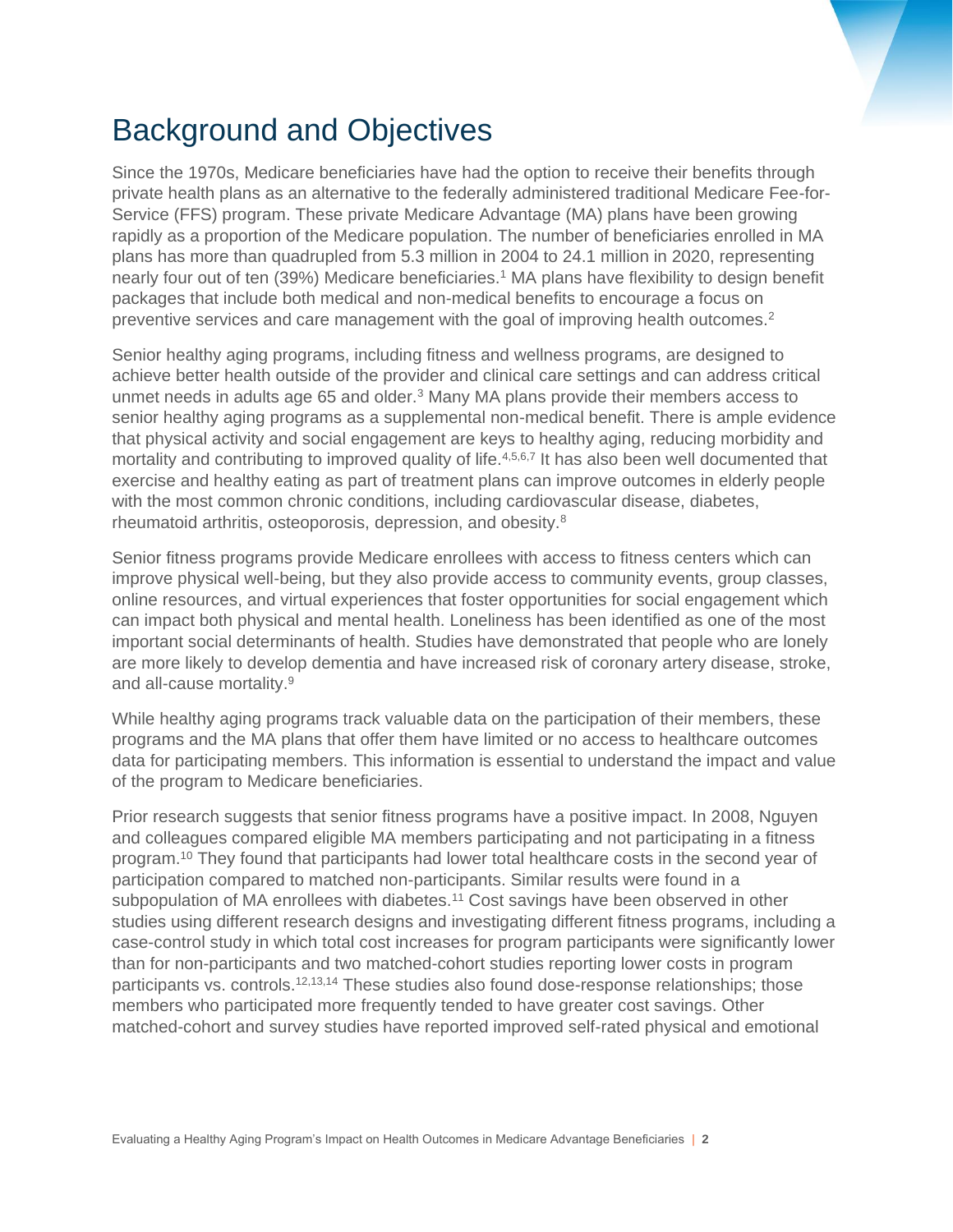# Background and Objectives

Since the 1970s, Medicare beneficiaries have had the option to receive their benefits through private health plans as an alternative to the federally administered traditional Medicare Fee-for-Service (FFS) program. These private Medicare Advantage (MA) plans have been growing rapidly as a proportion of the Medicare population. The number of beneficiaries enrolled in MA plans has more than quadrupled from 5.3 million in 2004 to 24.1 million in 2020, representing nearly four out of ten (39%) Medicare beneficiaries.[1] MA plans have flexibility to design benefit packages that include both medical and non-medical benefits to encourage a focus on preventive services and care management with the goal of improving health outcomes.[2]

Senior healthy aging programs, including fitness and wellness programs, are designed to achieve better health outside of the provider and clinical care settings and can address critical unmet needs in adults age 65 and older.[3] Many MA plans provide their members access to senior healthy aging programs as a supplemental non-medical benefit. There is ample evidence that physical activity and social engagement are keys to healthy aging, reducing morbidity and mortality and contributing to improved quality of life.[4,5,6,7] It has also been well documented that exercise and healthy eating as part of treatment plans can improve outcomes in elderly people with the most common chronic conditions, including cardiovascular disease, diabetes, rheumatoid arthritis, osteoporosis, depression, and obesity.[8]

Senior fitness programs provide Medicare enrollees with access to fitness centers which can improve physical well-being, but they also provide access to community events, group classes, online resources, and virtual experiences that foster opportunities for social engagement which can impact both physical and mental health. Loneliness has been identified as one of the most important social determinants of health. Studies have demonstrated that people who are lonely are more likely to develop dementia and have increased risk of coronary artery disease, stroke, and all-cause mortality.[9]

While healthy aging programs track valuable data on the participation of their members, these programs and the MA plans that offer them have limited or no access to healthcare outcomes data for participating members. This information is essential to understand the impact and value of the program to Medicare beneficiaries.

Prior research suggests that senior fitness programs have a positive impact. In 2008, Nguyen and colleagues compared eligible MA members participating and not participating in a fitness program.[10] They found that participants had lower total healthcare costs in the second year of participation compared to matched non-participants. Similar results were found in a subpopulation of MA enrollees with diabetes.[11] Cost savings have been observed in other studies using different research designs and investigating different fitness programs, including a case-control study in which total cost increases for program participants were significantly lower than for non-participants and two matched-cohort studies reporting lower costs in program participants vs. controls.[12,13,14] These studies also found dose-response relationships; those members who participated more frequently tended to have greater cost savings. Other matched-cohort and survey studies have reported improved self-rated physical and emotional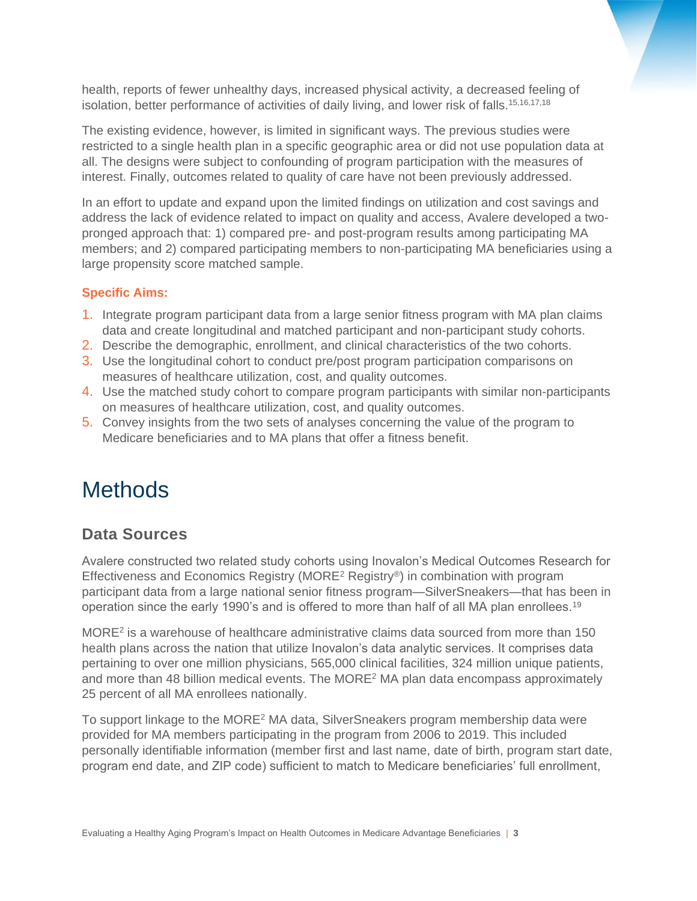health, reports of fewer unhealthy days, increased physical activity, a decreased feeling of isolation, better performance of activities of daily living, and lower risk of falls.[15,16,17,18]

The existing evidence, however, is limited in significant ways. The previous studies were restricted to a single health plan in a specific geographic area or did not use population data at all. The designs were subject to confounding of program participation with the measures of interest. Finally, outcomes related to quality of care have not been previously addressed.

In an effort to update and expand upon the limited findings on utilization and cost savings and address the lack of evidence related to impact on quality and access, Avalere developed a two-pronged approach that: 1) compared pre- and post-program results among participating MA members; and 2) compared participating members to non-participating MA beneficiaries using a large propensity score matched sample.

**Specific Aims:**

1. Integrate program participant data from a large senior fitness program with MA plan claims data and create longitudinal and matched participant and non-participant study cohorts.
2. Describe the demographic, enrollment, and clinical characteristics of the two cohorts.
3. Use the longitudinal cohort to conduct pre/post program participation comparisons on measures of healthcare utilization, cost, and quality outcomes.
4. Use the matched study cohort to compare program participants with similar non-participants on measures of healthcare utilization, cost, and quality outcomes.
5. Convey insights from the two sets of analyses concerning the value of the program to Medicare beneficiaries and to MA plans that offer a fitness benefit.

# Methods

## Data Sources

Avalere constructed two related study cohorts using Inovalon's Medical Outcomes Research for Effectiveness and Economics Registry (MORE² Registry®) in combination with program participant data from a large national senior fitness program—SilverSneakers—that has been in operation since the early 1990's and is offered to more than half of all MA plan enrollees.[19]

MORE² is a warehouse of healthcare administrative claims data sourced from more than 150 health plans across the nation that utilize Inovalon's data analytic services. It comprises data pertaining to over one million physicians, 565,000 clinical facilities, 324 million unique patients, and more than 48 billion medical events. The MORE² MA plan data encompass approximately 25 percent of all MA enrollees nationally.

To support linkage to the MORE² MA data, SilverSneakers program membership data were provided for MA members participating in the program from 2006 to 2019. This included personally identifiable information (member first and last name, date of birth, program start date, program end date, and ZIP code) sufficient to match to Medicare beneficiaries' full enrollment,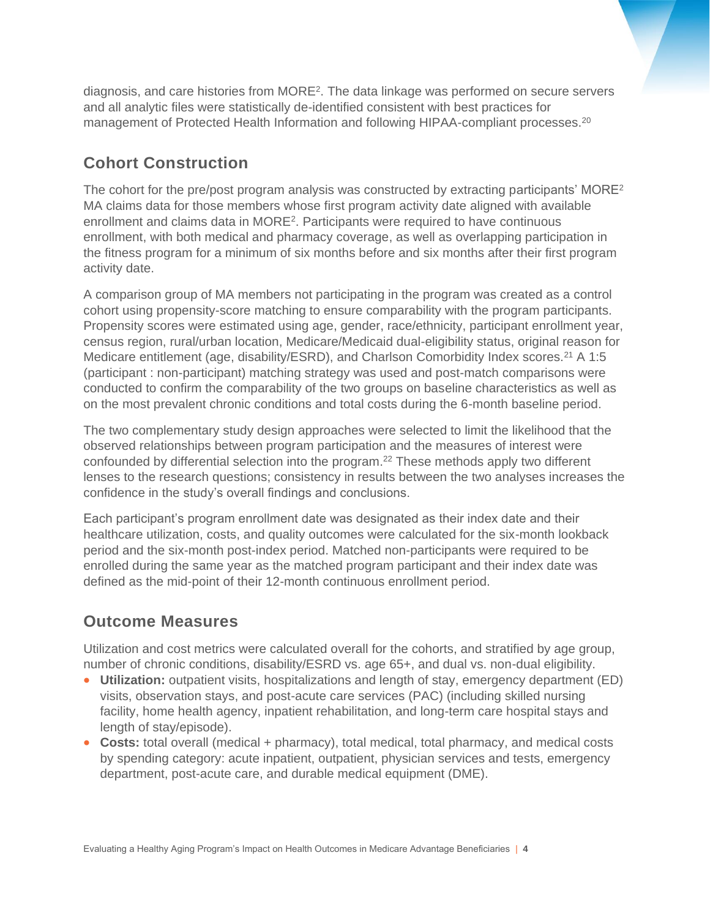diagnosis, and care histories from MORE[2]. The data linkage was performed on secure servers and all analytic files were statistically de-identified consistent with best practices for management of Protected Health Information and following HIPAA-compliant processes.[20]

## Cohort Construction

The cohort for the pre/post program analysis was constructed by extracting participants' MORE[2] MA claims data for those members whose first program activity date aligned with available enrollment and claims data in MORE[2]. Participants were required to have continuous enrollment, with both medical and pharmacy coverage, as well as overlapping participation in the fitness program for a minimum of six months before and six months after their first program activity date.

A comparison group of MA members not participating in the program was created as a control cohort using propensity-score matching to ensure comparability with the program participants. Propensity scores were estimated using age, gender, race/ethnicity, participant enrollment year, census region, rural/urban location, Medicare/Medicaid dual-eligibility status, original reason for Medicare entitlement (age, disability/ESRD), and Charlson Comorbidity Index scores.[21] A 1:5 (participant : non-participant) matching strategy was used and post-match comparisons were conducted to confirm the comparability of the two groups on baseline characteristics as well as on the most prevalent chronic conditions and total costs during the 6-month baseline period.

The two complementary study design approaches were selected to limit the likelihood that the observed relationships between program participation and the measures of interest were confounded by differential selection into the program.[22] These methods apply two different lenses to the research questions; consistency in results between the two analyses increases the confidence in the study's overall findings and conclusions.

Each participant's program enrollment date was designated as their index date and their healthcare utilization, costs, and quality outcomes were calculated for the six-month lookback period and the six-month post-index period. Matched non-participants were required to be enrolled during the same year as the matched program participant and their index date was defined as the mid-point of their 12-month continuous enrollment period.

## Outcome Measures

Utilization and cost metrics were calculated overall for the cohorts, and stratified by age group, number of chronic conditions, disability/ESRD vs. age 65+, and dual vs. non-dual eligibility.

- **Utilization:** outpatient visits, hospitalizations and length of stay, emergency department (ED) visits, observation stays, and post-acute care services (PAC) (including skilled nursing facility, home health agency, inpatient rehabilitation, and long-term care hospital stays and length of stay/episode).
- **Costs:** total overall (medical + pharmacy), total medical, total pharmacy, and medical costs by spending category: acute inpatient, outpatient, physician services and tests, emergency department, post-acute care, and durable medical equipment (DME).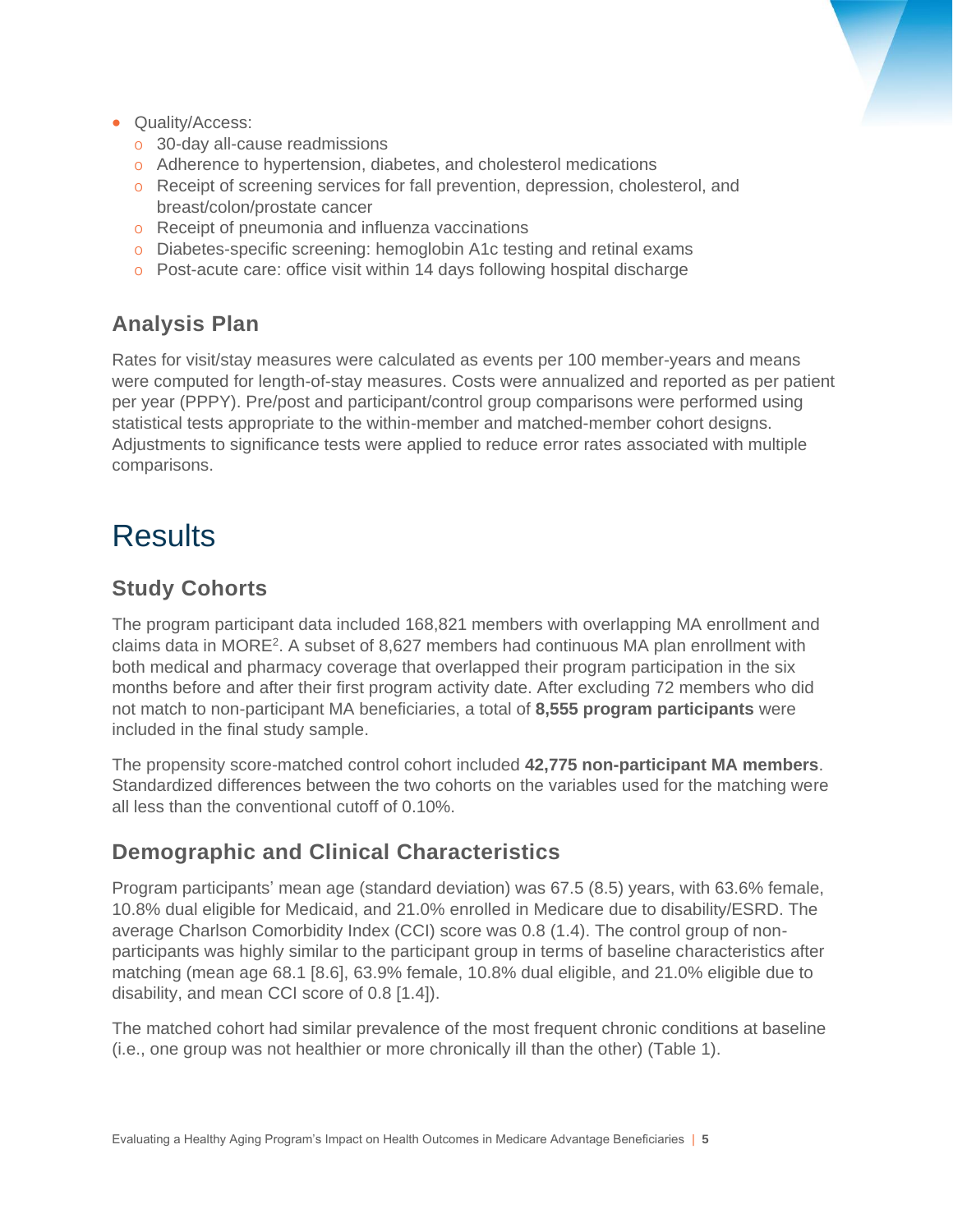- Quality/Access:
  - 30-day all-cause readmissions
  - Adherence to hypertension, diabetes, and cholesterol medications
  - Receipt of screening services for fall prevention, depression, cholesterol, and breast/colon/prostate cancer
  - Receipt of pneumonia and influenza vaccinations
  - Diabetes-specific screening: hemoglobin A1c testing and retinal exams
  - Post-acute care: office visit within 14 days following hospital discharge

### Analysis Plan

Rates for visit/stay measures were calculated as events per 100 member-years and means were computed for length-of-stay measures. Costs were annualized and reported as per patient per year (PPPY). Pre/post and participant/control group comparisons were performed using statistical tests appropriate to the within-member and matched-member cohort designs. Adjustments to significance tests were applied to reduce error rates associated with multiple comparisons.

## Results

### Study Cohorts

The program participant data included 168,821 members with overlapping MA enrollment and claims data in MORE[2]. A subset of 8,627 members had continuous MA plan enrollment with both medical and pharmacy coverage that overlapped their program participation in the six months before and after their first program activity date. After excluding 72 members who did not match to non-participant MA beneficiaries, a total of **8,555 program participants** were included in the final study sample.

The propensity score-matched control cohort included **42,775 non-participant MA members**. Standardized differences between the two cohorts on the variables used for the matching were all less than the conventional cutoff of 0.10%.

### Demographic and Clinical Characteristics

Program participants' mean age (standard deviation) was 67.5 (8.5) years, with 63.6% female, 10.8% dual eligible for Medicaid, and 21.0% enrolled in Medicare due to disability/ESRD. The average Charlson Comorbidity Index (CCI) score was 0.8 (1.4). The control group of non-participants was highly similar to the participant group in terms of baseline characteristics after matching (mean age 68.1 [8.6], 63.9% female, 10.8% dual eligible, and 21.0% eligible due to disability, and mean CCI score of 0.8 [1.4]).

The matched cohort had similar prevalence of the most frequent chronic conditions at baseline (i.e., one group was not healthier or more chronically ill than the other) (Table 1).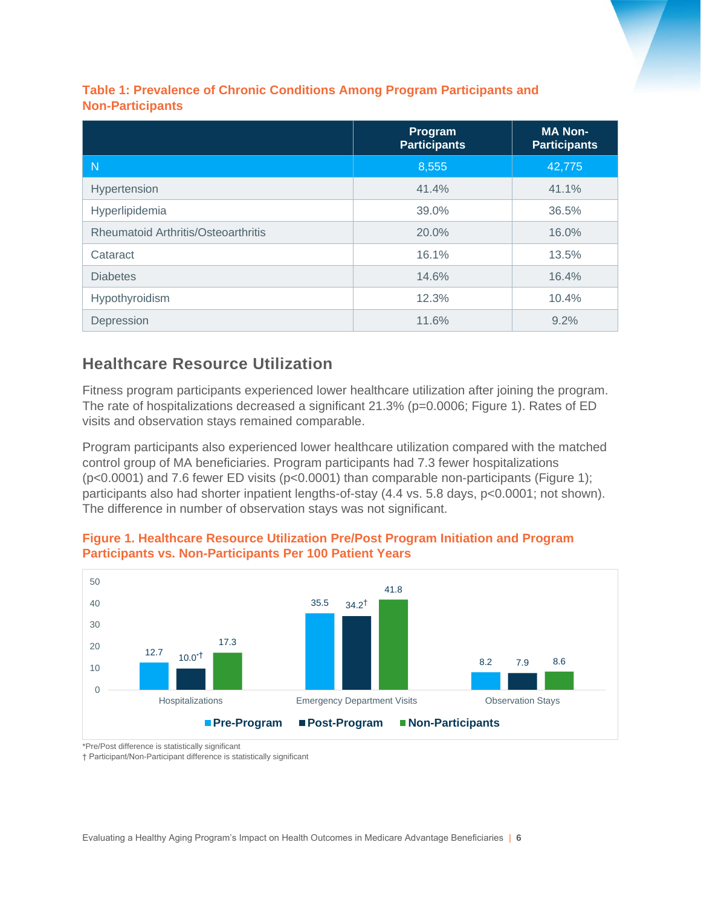**Table 1: Prevalence of Chronic Conditions Among Program Participants and Non-Participants**

| | Program Participants | MA Non-Participants |
|---|---|---|
| N | 8,555 | 42,775 |
| Hypertension | 41.4% | 41.1% |
| Hyperlipidemia | 39.0% | 36.5% |
| Rheumatoid Arthritis/Osteoarthritis | 20.0% | 16.0% |
| Cataract | 16.1% | 13.5% |
| Diabetes | 14.6% | 16.4% |
| Hypothyroidism | 12.3% | 10.4% |
| Depression | 11.6% | 9.2% |

## Healthcare Resource Utilization

Fitness program participants experienced lower healthcare utilization after joining the program. The rate of hospitalizations decreased a significant 21.3% ($p=0.0006$; Figure 1). Rates of ED visits and observation stays remained comparable.

Program participants also experienced lower healthcare utilization compared with the matched control group of MA beneficiaries. Program participants had 7.3 fewer hospitalizations ($p<0.0001$) and 7.6 fewer ED visits ($p<0.0001$) than comparable non-participants (Figure 1); participants also had shorter inpatient lengths-of-stay (4.4 vs. 5.8 days, $p<0.0001$; not shown). The difference in number of observation stays was not significant.

**Figure 1. Healthcare Resource Utilization Pre/Post Program Initiation and Program Participants vs. Non-Participants Per 100 Patient Years**

| | Pre-Program | Post-Program | Non-Participants |
|---|---|---|---|
| Hospitalizations | 12.7 | 10.0*† | 17.3 |
| Emergency Department Visits | 35.5 | 34.2† | 41.8 |
| Observation Stays | 8.2 | 7.9 | 8.6 |

*Pre/Post difference is statistically significant

† Participant/Non-Participant difference is statistically significant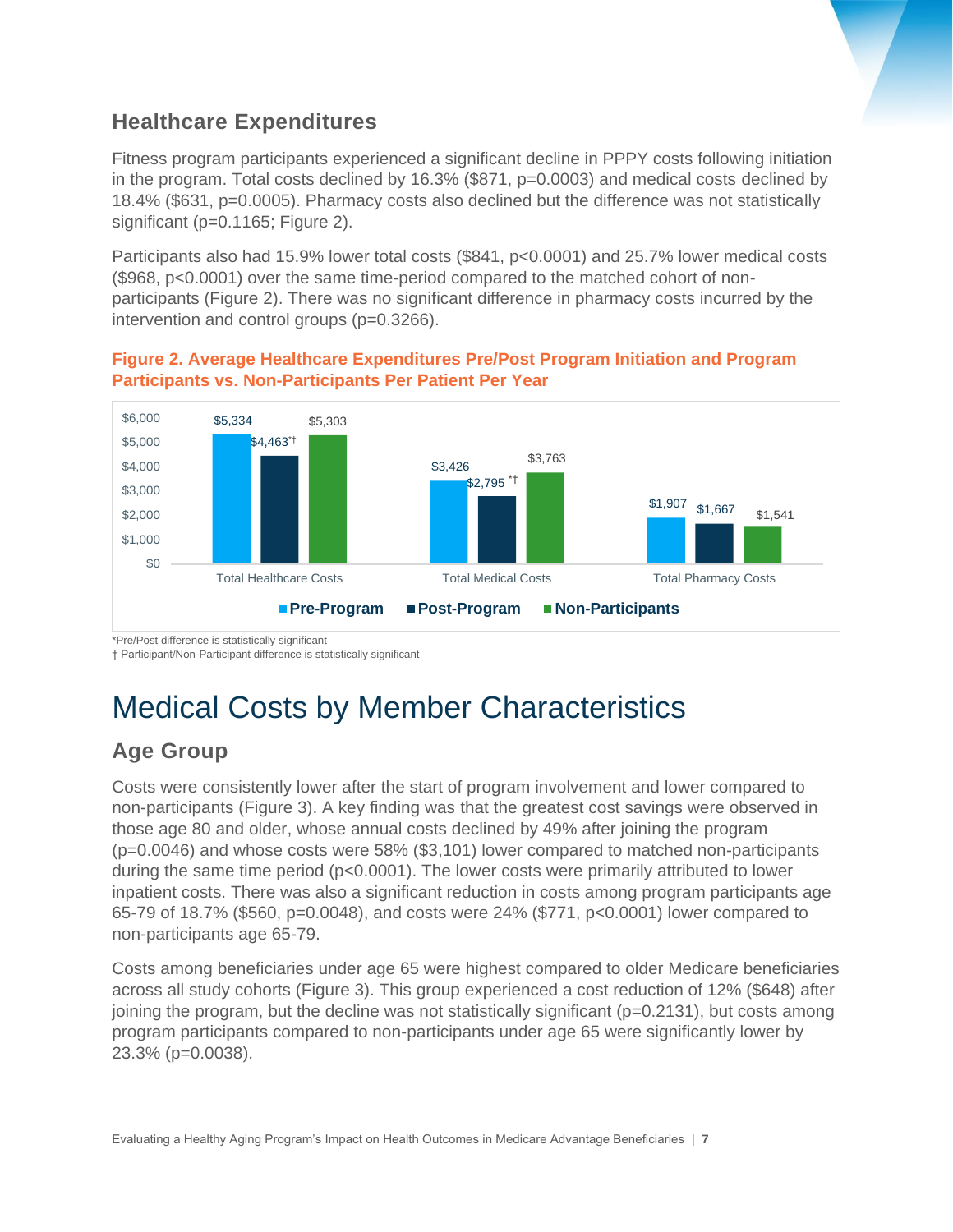## Healthcare Expenditures

Fitness program participants experienced a significant decline in PPPY costs following initiation in the program. Total costs declined by 16.3% ($871, p=0.0003) and medical costs declined by 18.4% ($631, p=0.0005). Pharmacy costs also declined but the difference was not statistically significant (p=0.1165; Figure 2).

Participants also had 15.9% lower total costs ($841, p<0.0001) and 25.7% lower medical costs ($968, p<0.0001) over the same time-period compared to the matched cohort of non-participants (Figure 2). There was no significant difference in pharmacy costs incurred by the intervention and control groups (p=0.3266).

**Figure 2. Average Healthcare Expenditures Pre/Post Program Initiation and Program Participants vs. Non-Participants Per Patient Per Year**

| | Pre-Program | Post-Program | Non-Participants |
|---|---|---|---|
| Total Healthcare Costs | $5,334 | $4,463*† | $5,303 |
| Total Medical Costs | $3,426 | $2,795*† | $3,763 |
| Total Pharmacy Costs | $1,907 | $1,667 | $1,541 |

*Pre/Post difference is statistically significant
† Participant/Non-Participant difference is statistically significant

# Medical Costs by Member Characteristics

## Age Group

Costs were consistently lower after the start of program involvement and lower compared to non-participants (Figure 3). A key finding was that the greatest cost savings were observed in those age 80 and older, whose annual costs declined by 49% after joining the program (p=0.0046) and whose costs were 58% ($3,101) lower compared to matched non-participants during the same time period (p<0.0001). The lower costs were primarily attributed to lower inpatient costs. There was also a significant reduction in costs among program participants age 65-79 of 18.7% ($560, p=0.0048), and costs were 24% ($771, p<0.0001) lower compared to non-participants age 65-79.

Costs among beneficiaries under age 65 were highest compared to older Medicare beneficiaries across all study cohorts (Figure 3). This group experienced a cost reduction of 12% ($648) after joining the program, but the decline was not statistically significant (p=0.2131), but costs among program participants compared to non-participants under age 65 were significantly lower by 23.3% (p=0.0038).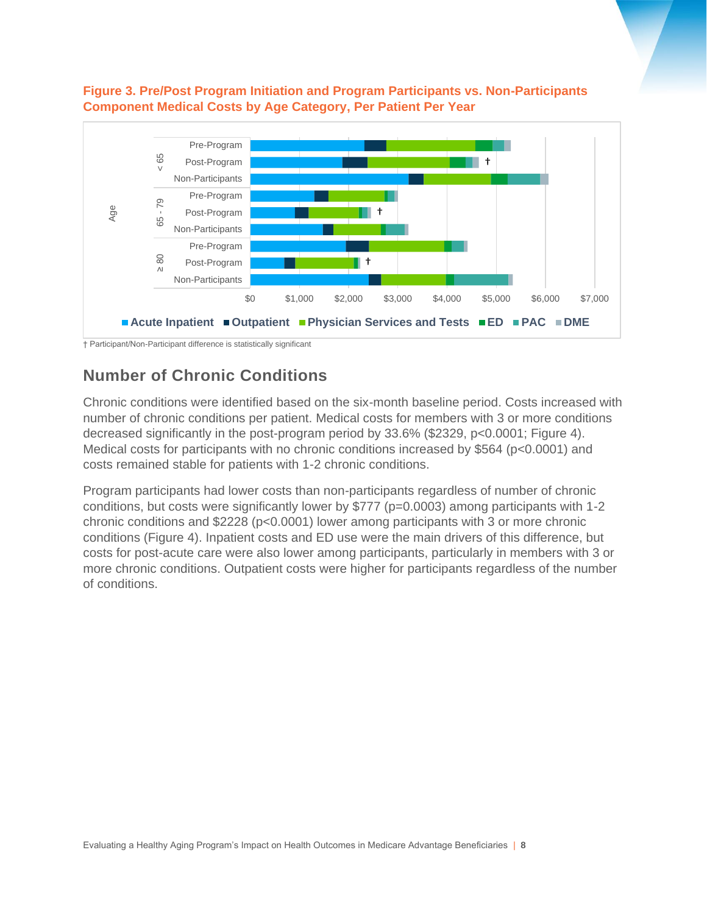**Figure 3. Pre/Post Program Initiation and Program Participants vs. Non-Participants Component Medical Costs by Age Category, Per Patient Per Year**

† Participant/Non-Participant difference is statistically significant

## Number of Chronic Conditions

Chronic conditions were identified based on the six-month baseline period. Costs increased with number of chronic conditions per patient. Medical costs for members with 3 or more conditions decreased significantly in the post-program period by 33.6% ($2329, $p<0.0001$; Figure 4). Medical costs for participants with no chronic conditions increased by $564 ($p<0.0001$) and costs remained stable for patients with 1-2 chronic conditions.

Program participants had lower costs than non-participants regardless of number of chronic conditions, but costs were significantly lower by $777 ($p=0.0003$) among participants with 1-2 chronic conditions and $2228 ($p<0.0001$) lower among participants with 3 or more chronic conditions (Figure 4). Inpatient costs and ED use were the main drivers of this difference, but costs for post-acute care were also lower among participants, particularly in members with 3 or more chronic conditions. Outpatient costs were higher for participants regardless of the number of conditions.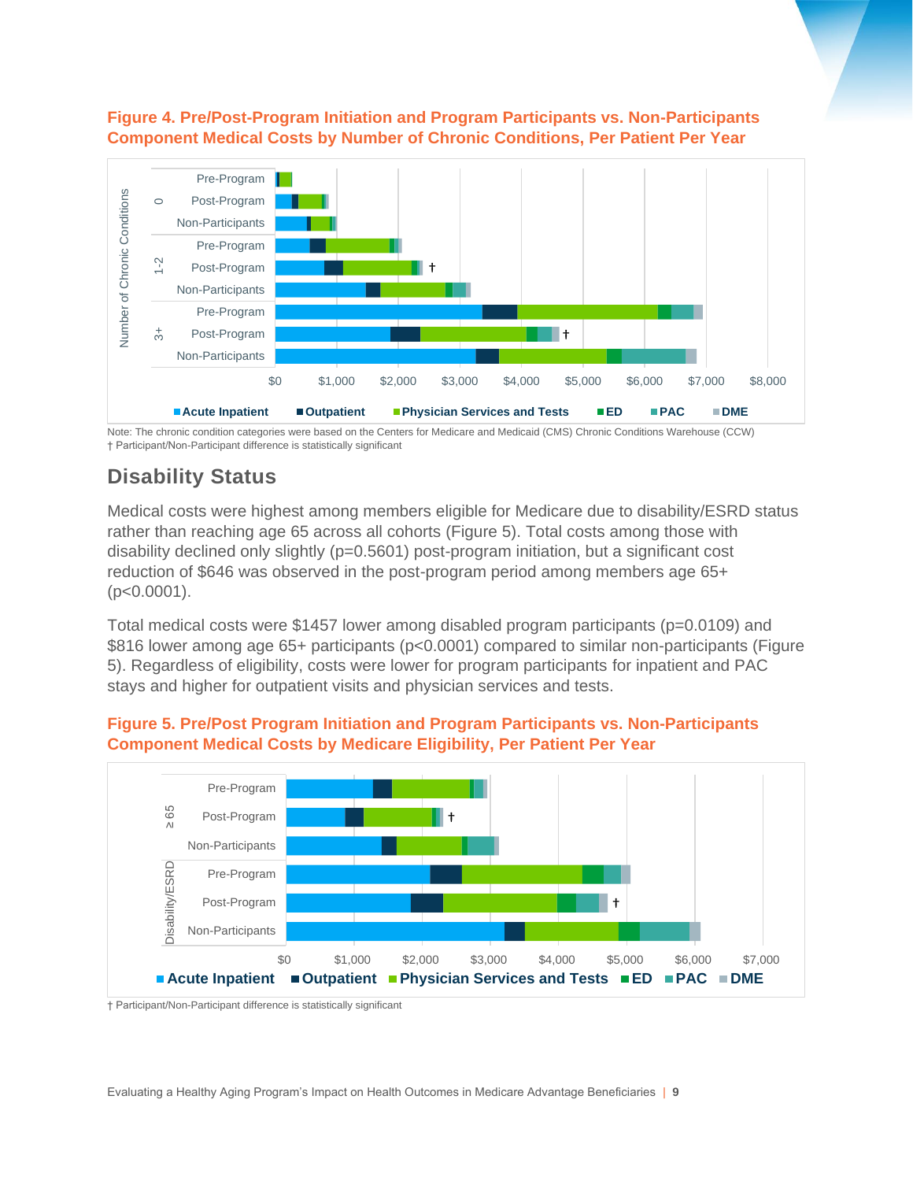**Figure 4. Pre/Post-Program Initiation and Program Participants vs. Non-Participants Component Medical Costs by Number of Chronic Conditions, Per Patient Per Year**

Note: The chronic condition categories were based on the Centers for Medicare and Medicaid (CMS) Chronic Conditions Warehouse (CCW)
† Participant/Non-Participant difference is statistically significant

## Disability Status

Medical costs were highest among members eligible for Medicare due to disability/ESRD status rather than reaching age 65 across all cohorts (Figure 5). Total costs among those with disability declined only slightly (p=0.5601) post-program initiation, but a significant cost reduction of $646 was observed in the post-program period among members age 65+ (p<0.0001).

Total medical costs were $1457 lower among disabled program participants (p=0.0109) and $816 lower among age 65+ participants (p<0.0001) compared to similar non-participants (Figure 5). Regardless of eligibility, costs were lower for program participants for inpatient and PAC stays and higher for outpatient visits and physician services and tests.

**Figure 5. Pre/Post Program Initiation and Program Participants vs. Non-Participants Component Medical Costs by Medicare Eligibility, Per Patient Per Year**

† Participant/Non-Participant difference is statistically significant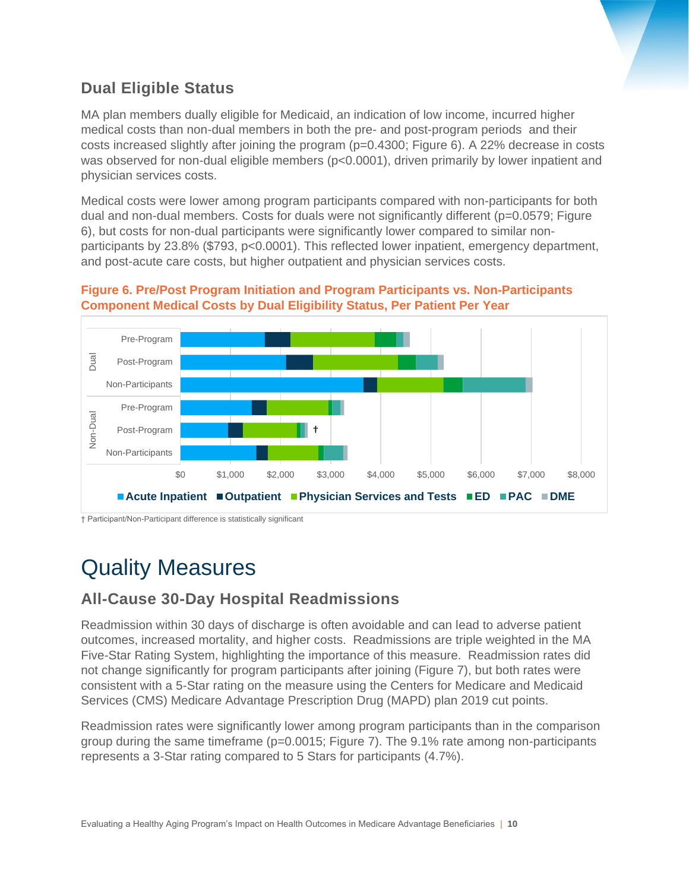## Dual Eligible Status

MA plan members dually eligible for Medicaid, an indication of low income, incurred higher medical costs than non-dual members in both the pre- and post-program periods and their costs increased slightly after joining the program (p=0.4300; Figure 6). A 22% decrease in costs was observed for non-dual eligible members (p<0.0001), driven primarily by lower inpatient and physician services costs.

Medical costs were lower among program participants compared with non-participants for both dual and non-dual members. Costs for duals were not significantly different (p=0.0579; Figure 6), but costs for non-dual participants were significantly lower compared to similar non-participants by 23.8% ($793, p<0.0001). This reflected lower inpatient, emergency department, and post-acute care costs, but higher outpatient and physician services costs.

**Figure 6. Pre/Post Program Initiation and Program Participants vs. Non-Participants Component Medical Costs by Dual Eligibility Status, Per Patient Per Year**

Dual: Pre-Program, Post-Program, Non-Participants
Non-Dual: Pre-Program, Post-Program †, Non-Participants

$0 $1,000 $2,000 $3,000 $4,000 $5,000 $6,000 $7,000 $8,000

Acute Inpatient | Outpatient | Physician Services and Tests | ED | PAC | DME

† Participant/Non-Participant difference is statistically significant

# Quality Measures

## All-Cause 30-Day Hospital Readmissions

Readmission within 30 days of discharge is often avoidable and can lead to adverse patient outcomes, increased mortality, and higher costs. Readmissions are triple weighted in the MA Five-Star Rating System, highlighting the importance of this measure. Readmission rates did not change significantly for program participants after joining (Figure 7), but both rates were consistent with a 5-Star rating on the measure using the Centers for Medicare and Medicaid Services (CMS) Medicare Advantage Prescription Drug (MAPD) plan 2019 cut points.

Readmission rates were significantly lower among program participants than in the comparison group during the same timeframe (p=0.0015; Figure 7). The 9.1% rate among non-participants represents a 3-Star rating compared to 5 Stars for participants (4.7%).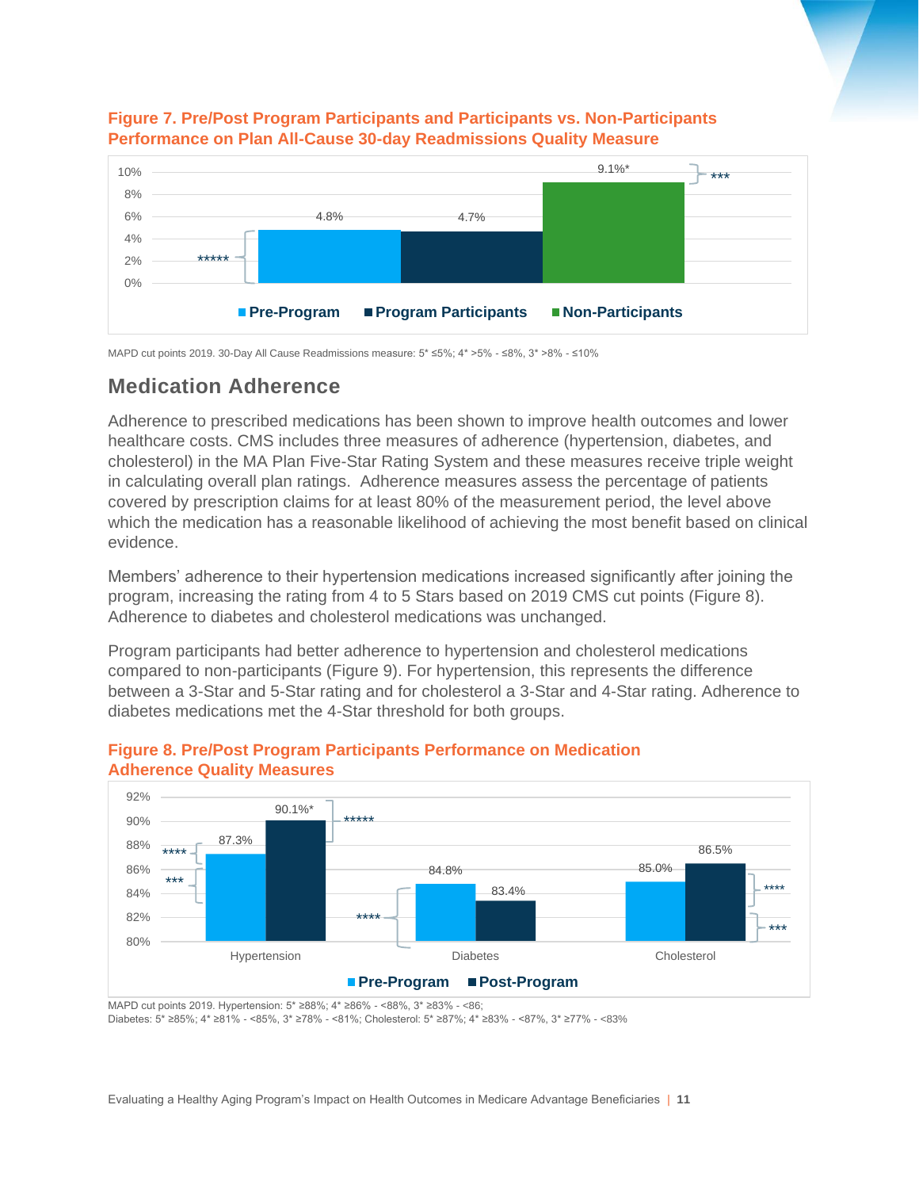**Figure 7. Pre/Post Program Participants and Participants vs. Non-Participants Performance on Plan All-Cause 30-day Readmissions Quality Measure**

| | Pre-Program | Program Participants | Non-Participants |
|---|---|---|---|
| 30-day Readmissions | 4.8% | 4.7% | 9.1%* |

Significance markers: ***** (Pre-Program / Program Participants); *** (Non-Participants)

MAPD cut points 2019. 30-Day All Cause Readmissions measure: 5* ≤5%; 4* >5% - ≤8%, 3* >8% - ≤10%

## Medication Adherence

Adherence to prescribed medications has been shown to improve health outcomes and lower healthcare costs. CMS includes three measures of adherence (hypertension, diabetes, and cholesterol) in the MA Plan Five-Star Rating System and these measures receive triple weight in calculating overall plan ratings. Adherence measures assess the percentage of patients covered by prescription claims for at least 80% of the measurement period, the level above which the medication has a reasonable likelihood of achieving the most benefit based on clinical evidence.

Members' adherence to their hypertension medications increased significantly after joining the program, increasing the rating from 4 to 5 Stars based on 2019 CMS cut points (Figure 8). Adherence to diabetes and cholesterol medications was unchanged.

Program participants had better adherence to hypertension and cholesterol medications compared to non-participants (Figure 9). For hypertension, this represents the difference between a 3-Star and 5-Star rating and for cholesterol a 3-Star and 4-Star rating. Adherence to diabetes medications met the 4-Star threshold for both groups.

**Figure 8. Pre/Post Program Participants Performance on Medication Adherence Quality Measures**

| | Pre-Program | Post-Program |
|---|---|---|
| Hypertension | 87.3% | 90.1%* |
| Diabetes | 84.8% | 83.4% |
| Cholesterol | 85.0% | 86.5% |

Significance markers: Hypertension — ****, ***, *****; Diabetes — ****; Cholesterol — ****, ***

MAPD cut points 2019. Hypertension: 5* ≥88%; 4* ≥86% - <88%, 3* ≥83% - <86;
Diabetes: 5* ≥85%; 4* ≥81% - <85%, 3* ≥78% - <81%; Cholesterol: 5* ≥87%; 4* ≥83% - <87%, 3* ≥77% - <83%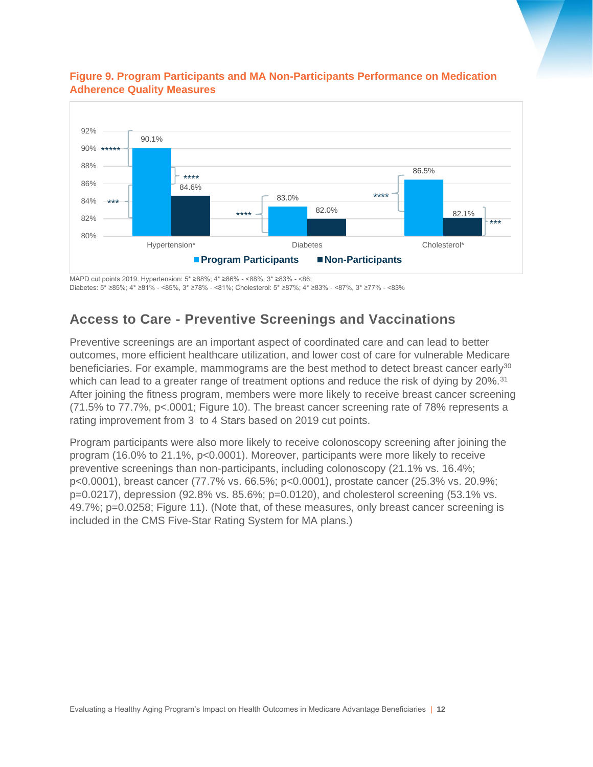**Figure 9. Program Participants and MA Non-Participants Performance on Medication Adherence Quality Measures**

| | Program Participants | Non-Participants |
|---|---|---|
| Hypertension* | 90.1% | 84.6% |
| Diabetes | 83.0% | 82.0% |
| Cholesterol* | 86.5% | 82.1% |

MAPD cut points 2019. Hypertension: 5* ≥88%; 4* ≥86% - <88%, 3* ≥83% - <86;
Diabetes: 5* ≥85%; 4* ≥81% - <85%, 3* ≥78% - <81%; Cholesterol: 5* ≥87%; 4* ≥83% - <87%, 3* ≥77% - <83%

## Access to Care - Preventive Screenings and Vaccinations

Preventive screenings are an important aspect of coordinated care and can lead to better outcomes, more efficient healthcare utilization, and lower cost of care for vulnerable Medicare beneficiaries. For example, mammograms are the best method to detect breast cancer early[30] which can lead to a greater range of treatment options and reduce the risk of dying by 20%.[31] After joining the fitness program, members were more likely to receive breast cancer screening (71.5% to 77.7%, p<.0001; Figure 10). The breast cancer screening rate of 78% represents a rating improvement from 3 to 4 Stars based on 2019 cut points.

Program participants were also more likely to receive colonoscopy screening after joining the program (16.0% to 21.1%, p<0.0001). Moreover, participants were more likely to receive preventive screenings than non-participants, including colonoscopy (21.1% vs. 16.4%; p<0.0001), breast cancer (77.7% vs. 66.5%; p<0.0001), prostate cancer (25.3% vs. 20.9%; p=0.0217), depression (92.8% vs. 85.6%; p=0.0120), and cholesterol screening (53.1% vs. 49.7%; p=0.0258; Figure 11). (Note that, of these measures, only breast cancer screening is included in the CMS Five-Star Rating System for MA plans.)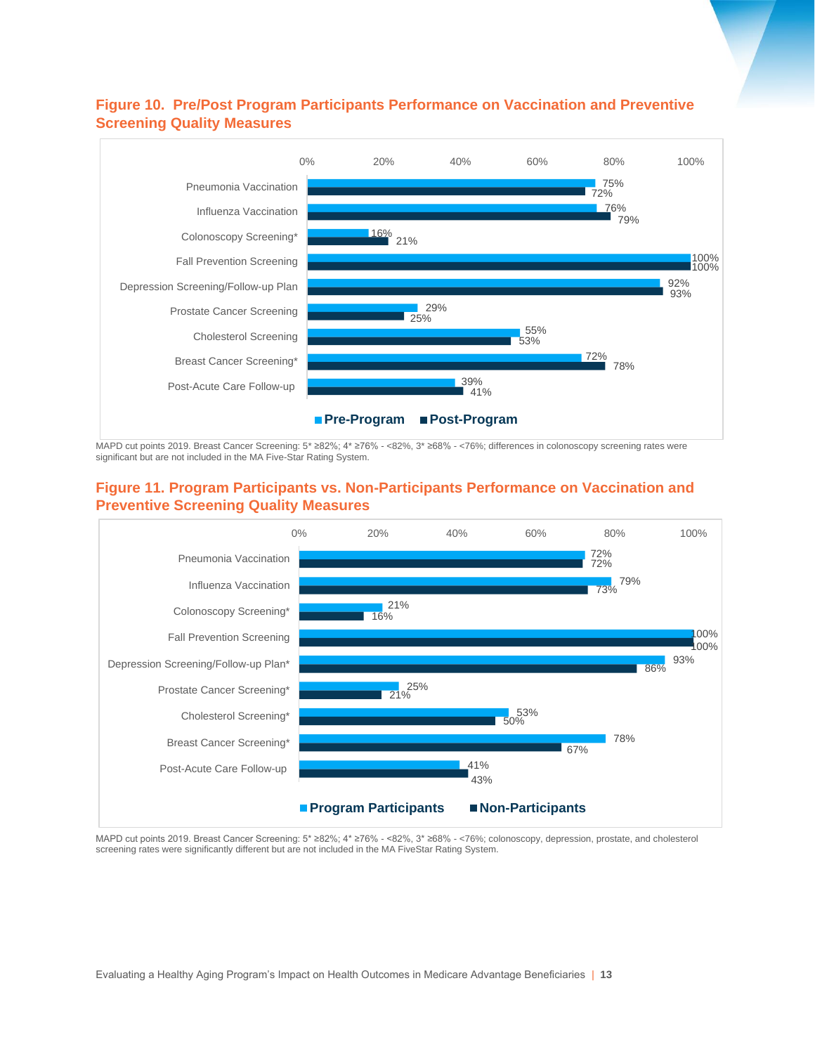### Figure 10. Pre/Post Program Participants Performance on Vaccination and Preventive Screening Quality Measures

| Measure | Pre-Program | Post-Program |
|---|---|---|
| Pneumonia Vaccination | 75% | 72% |
| Influenza Vaccination | 76% | 79% |
| Colonoscopy Screening* | 16% | 21% |
| Fall Prevention Screening | 100% | 100% |
| Depression Screening/Follow-up Plan | 92% | 93% |
| Prostate Cancer Screening | 29% | 25% |
| Cholesterol Screening | 55% | 53% |
| Breast Cancer Screening* | 72% | 78% |
| Post-Acute Care Follow-up | 39% | 41% |

MAPD cut points 2019. Breast Cancer Screening: 5* ≥82%; 4* ≥76% - <82%, 3* ≥68% - <76%; differences in colonoscopy screening rates were significant but are not included in the MA Five-Star Rating System.

### Figure 11. Program Participants vs. Non-Participants Performance on Vaccination and Preventive Screening Quality Measures

| Measure | Program Participants | Non-Participants |
|---|---|---|
| Pneumonia Vaccination | 72% | 72% |
| Influenza Vaccination | 79% | 73% |
| Colonoscopy Screening* | 21% | 16% |
| Fall Prevention Screening | 100% | 100% |
| Depression Screening/Follow-up Plan* | 93% | 86% |
| Prostate Cancer Screening* | 25% | 21% |
| Cholesterol Screening* | 53% | 50% |
| Breast Cancer Screening* | 78% | 67% |
| Post-Acute Care Follow-up | 41% | 43% |

MAPD cut points 2019. Breast Cancer Screening: 5* ≥82%; 4* ≥76% - <82%, 3* ≥68% - <76%; colonoscopy, depression, prostate, and cholesterol screening rates were significantly different but are not included in the MA FiveStar Rating System.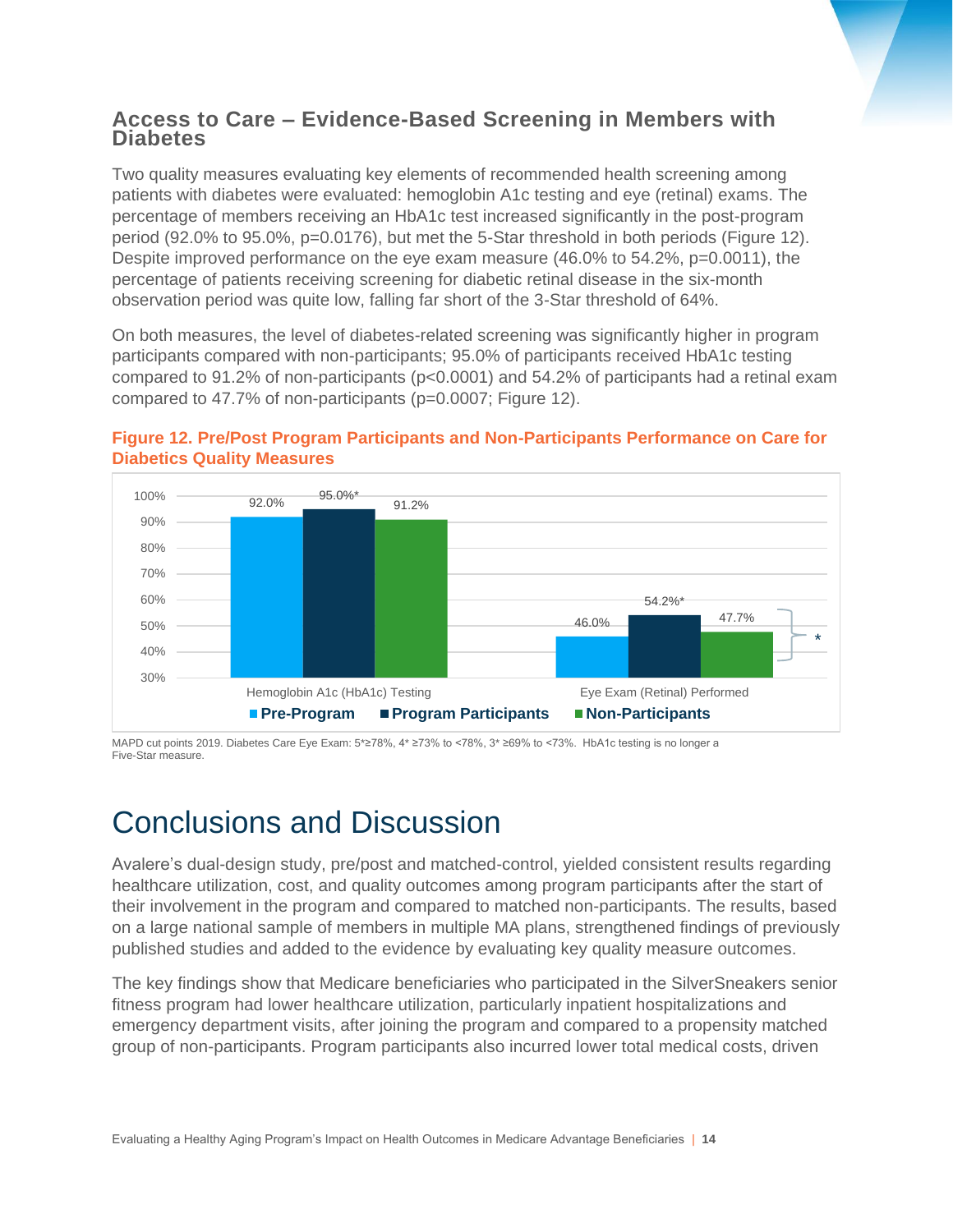## Access to Care – Evidence-Based Screening in Members with Diabetes

Two quality measures evaluating key elements of recommended health screening among patients with diabetes were evaluated: hemoglobin A1c testing and eye (retinal) exams. The percentage of members receiving an HbA1c test increased significantly in the post-program period (92.0% to 95.0%, p=0.0176), but met the 5-Star threshold in both periods (Figure 12). Despite improved performance on the eye exam measure (46.0% to 54.2%, p=0.0011), the percentage of patients receiving screening for diabetic retinal disease in the six-month observation period was quite low, falling far short of the 3-Star threshold of 64%.

On both measures, the level of diabetes-related screening was significantly higher in program participants compared with non-participants; 95.0% of participants received HbA1c testing compared to 91.2% of non-participants (p<0.0001) and 54.2% of participants had a retinal exam compared to 47.7% of non-participants (p=0.0007; Figure 12).

**Figure 12. Pre/Post Program Participants and Non-Participants Performance on Care for Diabetics Quality Measures**

| Measure | Pre-Program | Program Participants | Non-Participants |
|---|---|---|---|
| Hemoglobin A1c (HbA1c) Testing | 92.0% | 95.0%* | 91.2% |
| Eye Exam (Retinal) Performed | 46.0% | 54.2%* | 47.7% |

MAPD cut points 2019. Diabetes Care Eye Exam: 5*≥78%, 4* ≥73% to <78%, 3* ≥69% to <73%. HbA1c testing is no longer a Five-Star measure.

# Conclusions and Discussion

Avalere's dual-design study, pre/post and matched-control, yielded consistent results regarding healthcare utilization, cost, and quality outcomes among program participants after the start of their involvement in the program and compared to matched non-participants. The results, based on a large national sample of members in multiple MA plans, strengthened findings of previously published studies and added to the evidence by evaluating key quality measure outcomes.

The key findings show that Medicare beneficiaries who participated in the SilverSneakers senior fitness program had lower healthcare utilization, particularly inpatient hospitalizations and emergency department visits, after joining the program and compared to a propensity matched group of non-participants. Program participants also incurred lower total medical costs, driven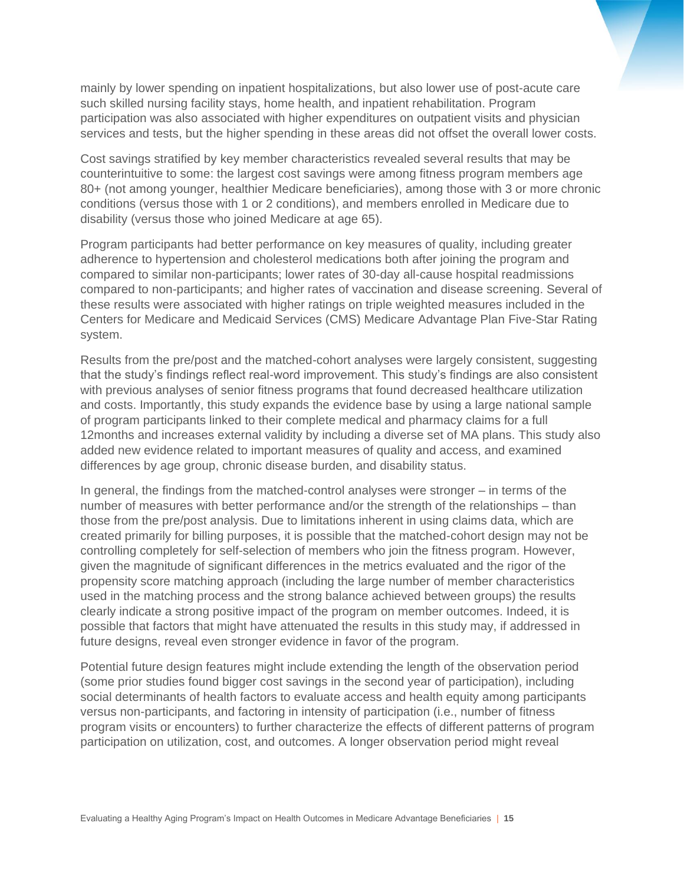mainly by lower spending on inpatient hospitalizations, but also lower use of post-acute care such skilled nursing facility stays, home health, and inpatient rehabilitation. Program participation was also associated with higher expenditures on outpatient visits and physician services and tests, but the higher spending in these areas did not offset the overall lower costs.

Cost savings stratified by key member characteristics revealed several results that may be counterintuitive to some: the largest cost savings were among fitness program members age 80+ (not among younger, healthier Medicare beneficiaries), among those with 3 or more chronic conditions (versus those with 1 or 2 conditions), and members enrolled in Medicare due to disability (versus those who joined Medicare at age 65).

Program participants had better performance on key measures of quality, including greater adherence to hypertension and cholesterol medications both after joining the program and compared to similar non-participants; lower rates of 30-day all-cause hospital readmissions compared to non-participants; and higher rates of vaccination and disease screening. Several of these results were associated with higher ratings on triple weighted measures included in the Centers for Medicare and Medicaid Services (CMS) Medicare Advantage Plan Five-Star Rating system.

Results from the pre/post and the matched-cohort analyses were largely consistent, suggesting that the study's findings reflect real-word improvement. This study's findings are also consistent with previous analyses of senior fitness programs that found decreased healthcare utilization and costs. Importantly, this study expands the evidence base by using a large national sample of program participants linked to their complete medical and pharmacy claims for a full 12months and increases external validity by including a diverse set of MA plans. This study also added new evidence related to important measures of quality and access, and examined differences by age group, chronic disease burden, and disability status.

In general, the findings from the matched-control analyses were stronger – in terms of the number of measures with better performance and/or the strength of the relationships – than those from the pre/post analysis. Due to limitations inherent in using claims data, which are created primarily for billing purposes, it is possible that the matched-cohort design may not be controlling completely for self-selection of members who join the fitness program. However, given the magnitude of significant differences in the metrics evaluated and the rigor of the propensity score matching approach (including the large number of member characteristics used in the matching process and the strong balance achieved between groups) the results clearly indicate a strong positive impact of the program on member outcomes. Indeed, it is possible that factors that might have attenuated the results in this study may, if addressed in future designs, reveal even stronger evidence in favor of the program.

Potential future design features might include extending the length of the observation period (some prior studies found bigger cost savings in the second year of participation), including social determinants of health factors to evaluate access and health equity among participants versus non-participants, and factoring in intensity of participation (i.e., number of fitness program visits or encounters) to further characterize the effects of different patterns of program participation on utilization, cost, and outcomes. A longer observation period might reveal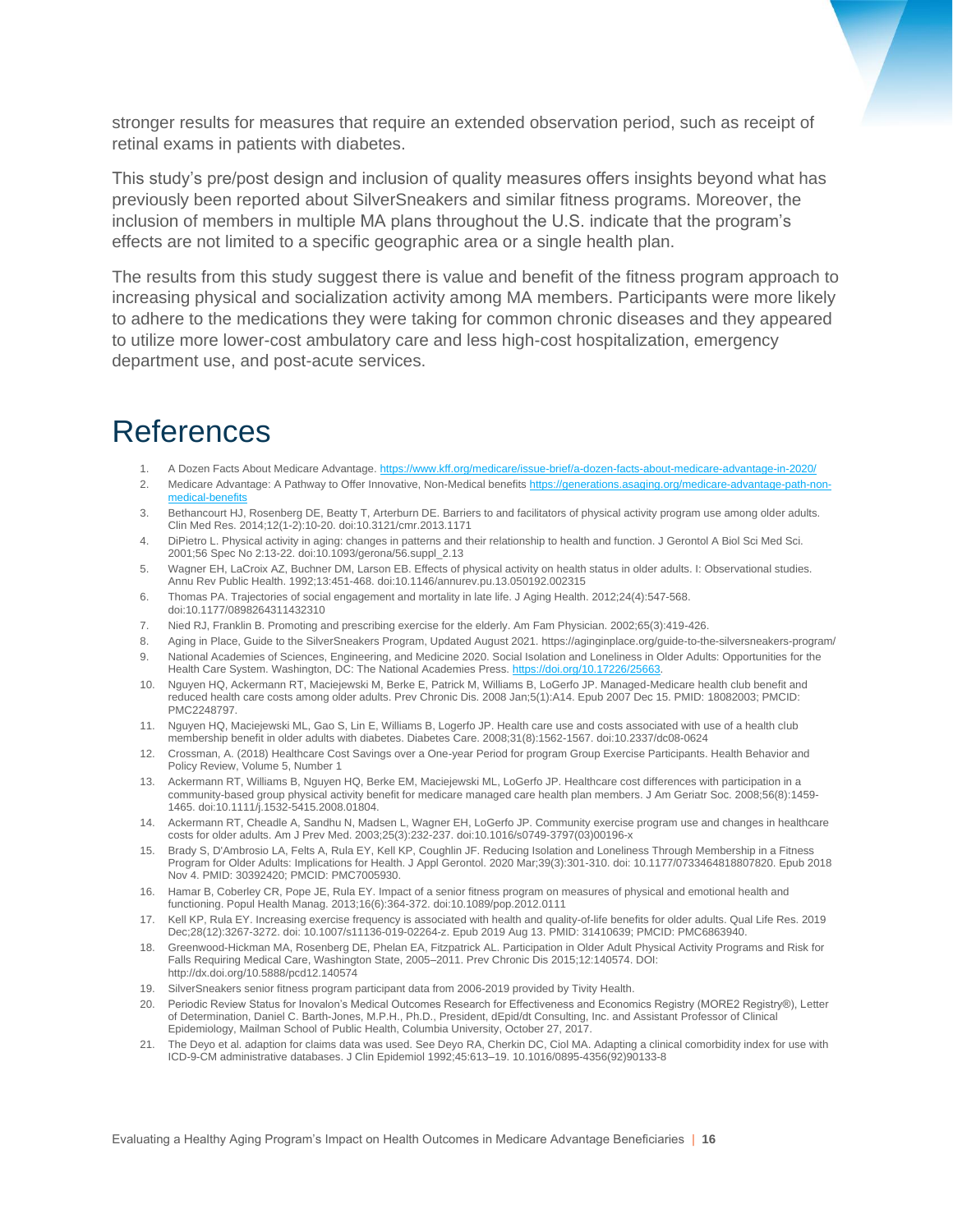stronger results for measures that require an extended observation period, such as receipt of retinal exams in patients with diabetes.

This study's pre/post design and inclusion of quality measures offers insights beyond what has previously been reported about SilverSneakers and similar fitness programs. Moreover, the inclusion of members in multiple MA plans throughout the U.S. indicate that the program's effects are not limited to a specific geographic area or a single health plan.

The results from this study suggest there is value and benefit of the fitness program approach to increasing physical and socialization activity among MA members. Participants were more likely to adhere to the medications they were taking for common chronic diseases and they appeared to utilize more lower-cost ambulatory care and less high-cost hospitalization, emergency department use, and post-acute services.

# References

1. A Dozen Facts About Medicare Advantage. https://www.kff.org/medicare/issue-brief/a-dozen-facts-about-medicare-advantage-in-2020/
2. Medicare Advantage: A Pathway to Offer Innovative, Non-Medical benefits https://generations.asaging.org/medicare-advantage-path-non-medical-benefits
3. Bethancourt HJ, Rosenberg DE, Beatty T, Arterburn DE. Barriers to and facilitators of physical activity program use among older adults. Clin Med Res. 2014;12(1-2):10-20. doi:10.3121/cmr.2013.1171
4. DiPietro L. Physical activity in aging: changes in patterns and their relationship to health and function. J Gerontol A Biol Sci Med Sci. 2001;56 Spec No 2:13-22. doi:10.1093/gerona/56.suppl_2.13
5. Wagner EH, LaCroix AZ, Buchner DM, Larson EB. Effects of physical activity on health status in older adults. I: Observational studies. Annu Rev Public Health. 1992;13:451-468. doi:10.1146/annurev.pu.13.050192.002315
6. Thomas PA. Trajectories of social engagement and mortality in late life. J Aging Health. 2012;24(4):547-568. doi:10.1177/0898264311432310
7. Nied RJ, Franklin B. Promoting and prescribing exercise for the elderly. Am Fam Physician. 2002;65(3):419-426.
8. Aging in Place, Guide to the SilverSneakers Program, Updated August 2021. https://aginginplace.org/guide-to-the-silversneakers-program/
9. National Academies of Sciences, Engineering, and Medicine 2020. Social Isolation and Loneliness in Older Adults: Opportunities for the Health Care System. Washington, DC: The National Academies Press. https://doi.org/10.17226/25663.
10. Nguyen HQ, Ackermann RT, Maciejewski M, Berke E, Patrick M, Williams B, LoGerfo JP. Managed-Medicare health club benefit and reduced health care costs among older adults. Prev Chronic Dis. 2008 Jan;5(1):A14. Epub 2007 Dec 15. PMID: 18082003; PMCID: PMC2248797.
11. Nguyen HQ, Maciejewski ML, Gao S, Lin E, Williams B, Logerfo JP. Health care use and costs associated with use of a health club membership benefit in older adults with diabetes. Diabetes Care. 2008;31(8):1562-1567. doi:10.2337/dc08-0624
12. Crossman, A. (2018) Healthcare Cost Savings over a One-year Period for program Group Exercise Participants. Health Behavior and Policy Review, Volume 5, Number 1
13. Ackermann RT, Williams B, Nguyen HQ, Berke EM, Maciejewski ML, LoGerfo JP. Healthcare cost differences with participation in a community-based group physical activity benefit for medicare managed care health plan members. J Am Geriatr Soc. 2008;56(8):1459-1465. doi:10.1111/j.1532-5415.2008.01804.
14. Ackermann RT, Cheadle A, Sandhu N, Madsen L, Wagner EH, LoGerfo JP. Community exercise program use and changes in healthcare costs for older adults. Am J Prev Med. 2003;25(3):232-237. doi:10.1016/s0749-3797(03)00196-x
15. Brady S, D'Ambrosio LA, Felts A, Rula EY, Kell KP, Coughlin JF. Reducing Isolation and Loneliness Through Membership in a Fitness Program for Older Adults: Implications for Health. J Appl Gerontol. 2020 Mar;39(3):301-310. doi: 10.1177/0733464818807820. Epub 2018 Nov 4. PMID: 30392420; PMCID: PMC7005930.
16. Hamar B, Coberley CR, Pope JE, Rula EY. Impact of a senior fitness program on measures of physical and emotional health and functioning. Popul Health Manag. 2013;16(6):364-372. doi:10.1089/pop.2012.0111
17. Kell KP, Rula EY. Increasing exercise frequency is associated with health and quality-of-life benefits for older adults. Qual Life Res. 2019 Dec;28(12):3267-3272. doi: 10.1007/s11136-019-02264-z. Epub 2019 Aug 13. PMID: 31410639; PMCID: PMC6863940.
18. Greenwood-Hickman MA, Rosenberg DE, Phelan EA, Fitzpatrick AL. Participation in Older Adult Physical Activity Programs and Risk for Falls Requiring Medical Care, Washington State, 2005–2011. Prev Chronic Dis 2015;12:140574. DOI: http://dx.doi.org/10.5888/pcd12.140574
19. SilverSneakers senior fitness program participant data from 2006-2019 provided by Tivity Health.
20. Periodic Review Status for Inovalon's Medical Outcomes Research for Effectiveness and Economics Registry (MORE2 Registry®), Letter of Determination, Daniel C. Barth-Jones, M.P.H., Ph.D., President, dEpid/dt Consulting, Inc. and Assistant Professor of Clinical Epidemiology, Mailman School of Public Health, Columbia University, October 27, 2017.
21. The Deyo et al. adaption for claims data was used. See Deyo RA, Cherkin DC, Ciol MA. Adapting a clinical comorbidity index for use with ICD-9-CM administrative databases. J Clin Epidemiol 1992;45:613–19. 10.1016/0895-4356(92)90133-8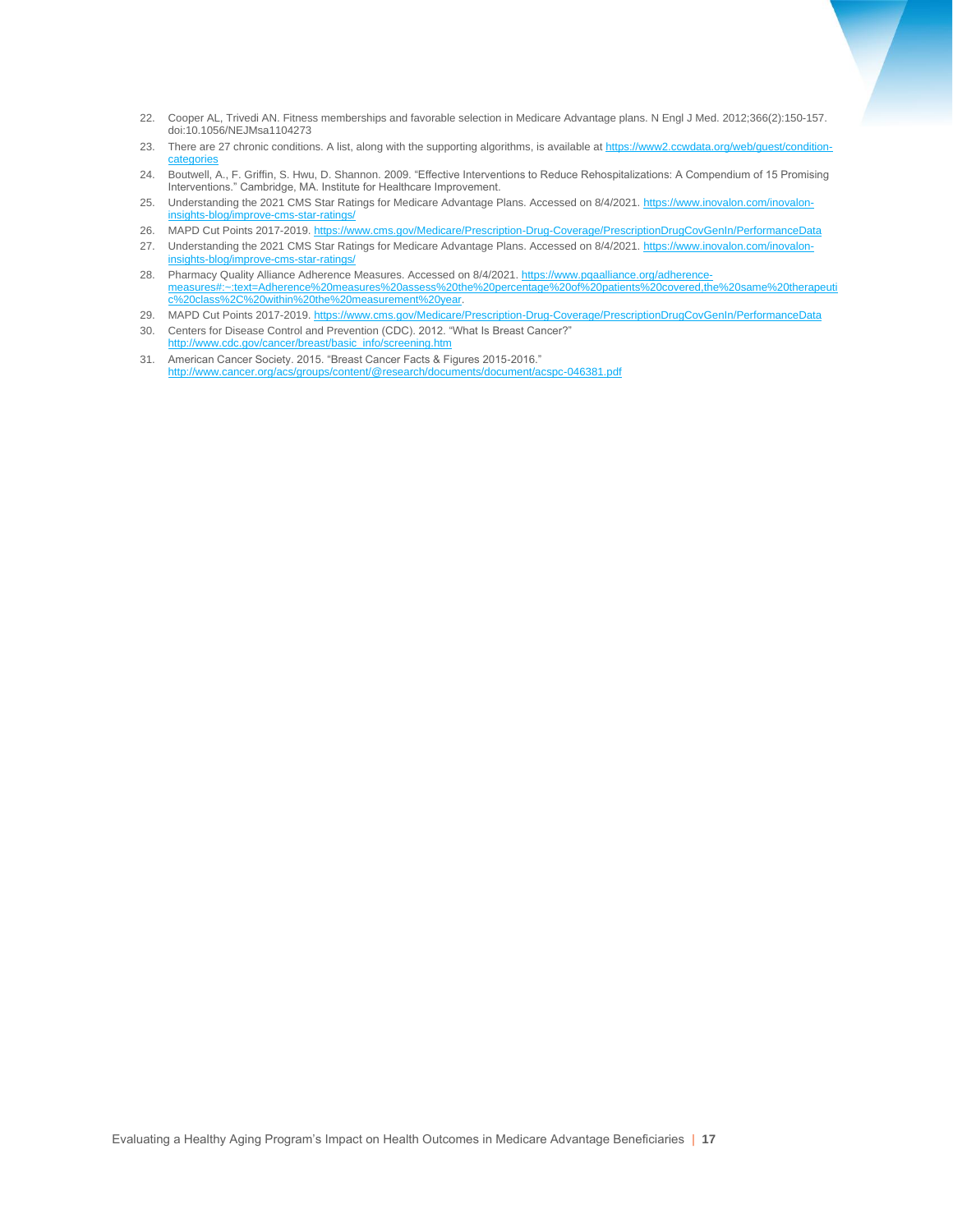22. Cooper AL, Trivedi AN. Fitness memberships and favorable selection in Medicare Advantage plans. N Engl J Med. 2012;366(2):150-157. doi:10.1056/NEJMsa1104273
23. There are 27 chronic conditions. A list, along with the supporting algorithms, is available at https://www2.ccwdata.org/web/guest/condition-categories
24. Boutwell, A., F. Griffin, S. Hwu, D. Shannon. 2009. "Effective Interventions to Reduce Rehospitalizations: A Compendium of 15 Promising Interventions." Cambridge, MA. Institute for Healthcare Improvement.
25. Understanding the 2021 CMS Star Ratings for Medicare Advantage Plans. Accessed on 8/4/2021. https://www.inovalon.com/inovalon-insights-blog/improve-cms-star-ratings/
26. MAPD Cut Points 2017-2019. https://www.cms.gov/Medicare/Prescription-Drug-Coverage/PrescriptionDrugCovGenIn/PerformanceData
27. Understanding the 2021 CMS Star Ratings for Medicare Advantage Plans. Accessed on 8/4/2021. https://www.inovalon.com/inovalon-insights-blog/improve-cms-star-ratings/
28. Pharmacy Quality Alliance Adherence Measures. Accessed on 8/4/2021. https://www.pqaalliance.org/adherence-measures#:~:text=Adherence%20measures%20assess%20the%20percentage%20of%20patients%20covered,the%20same%20therapeutic%20class%2C%20within%20the%20measurement%20year.
29. MAPD Cut Points 2017-2019. https://www.cms.gov/Medicare/Prescription-Drug-Coverage/PrescriptionDrugCovGenIn/PerformanceData
30. Centers for Disease Control and Prevention (CDC). 2012. "What Is Breast Cancer?" http://www.cdc.gov/cancer/breast/basic_info/screening.htm
31. American Cancer Society. 2015. "Breast Cancer Facts & Figures 2015-2016." http://www.cancer.org/acs/groups/content/@research/documents/document/acspc-046381.pdf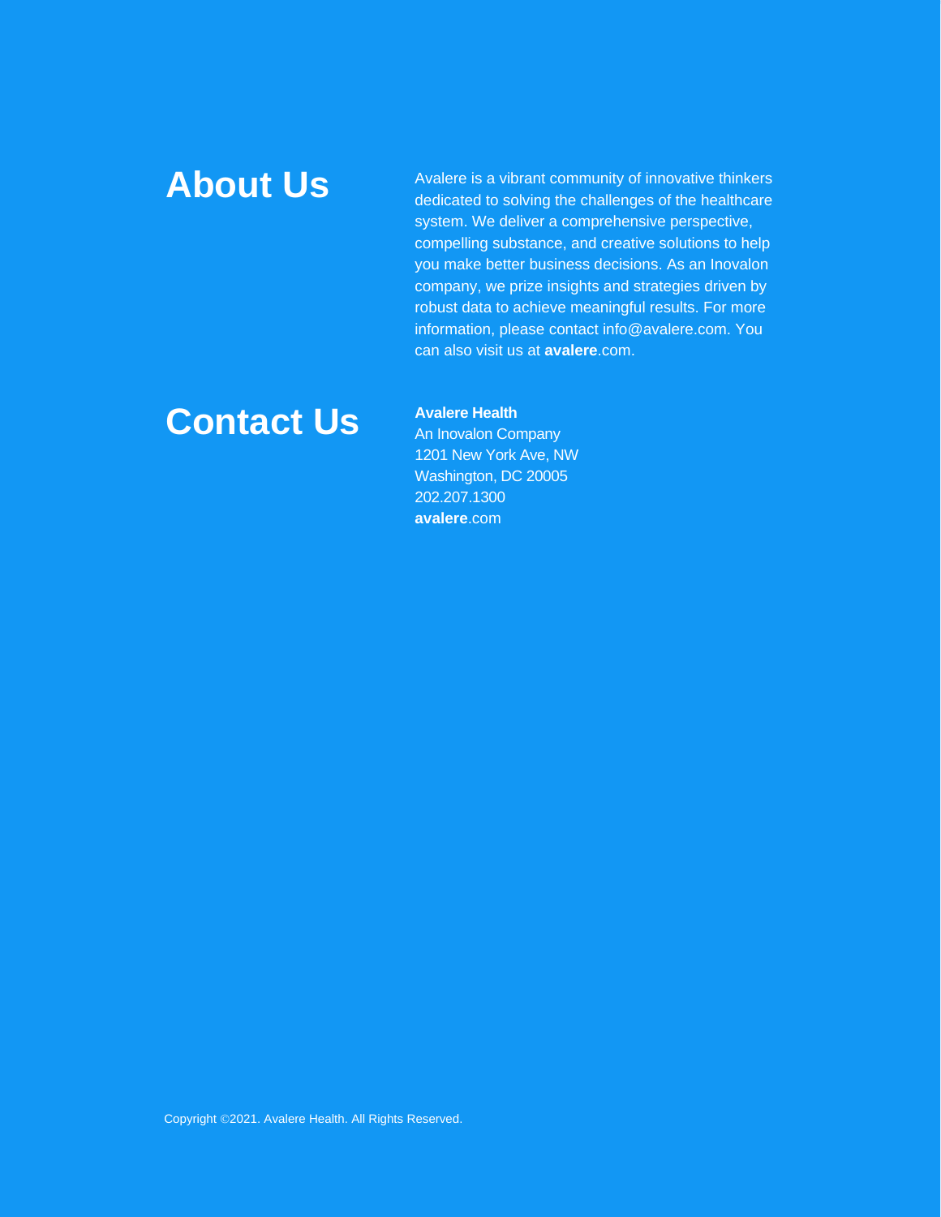## About Us

Avalere is a vibrant community of innovative thinkers dedicated to solving the challenges of the healthcare system. We deliver a comprehensive perspective, compelling substance, and creative solutions to help you make better business decisions. As an Inovalon company, we prize insights and strategies driven by robust data to achieve meaningful results. For more information, please contact info@avalere.com. You can also visit us at **avalere**.com.

## Contact Us

**Avalere Health**
An Inovalon Company
1201 New York Ave, NW
Washington, DC 20005
202.207.1300
**avalere**.com

Copyright ©2021. Avalere Health. All Rights Reserved.